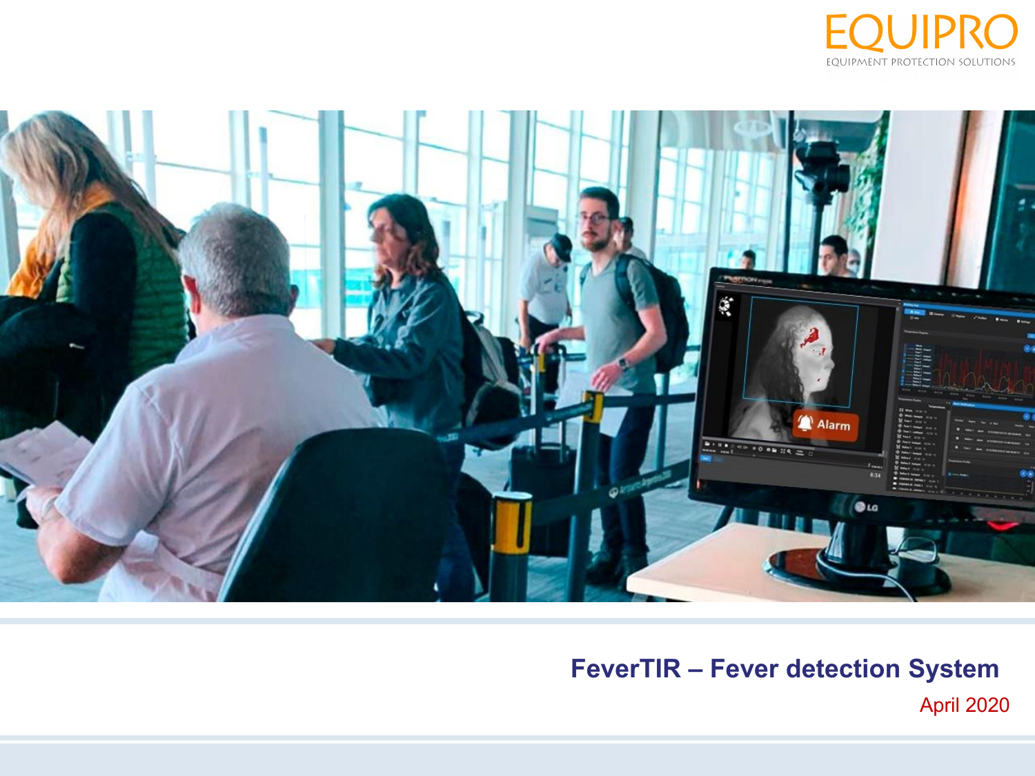EQUIPRO

EQUIPMENT PROTECTION SOLUTIONS

# FeverTIR – Fever detection System

April 2020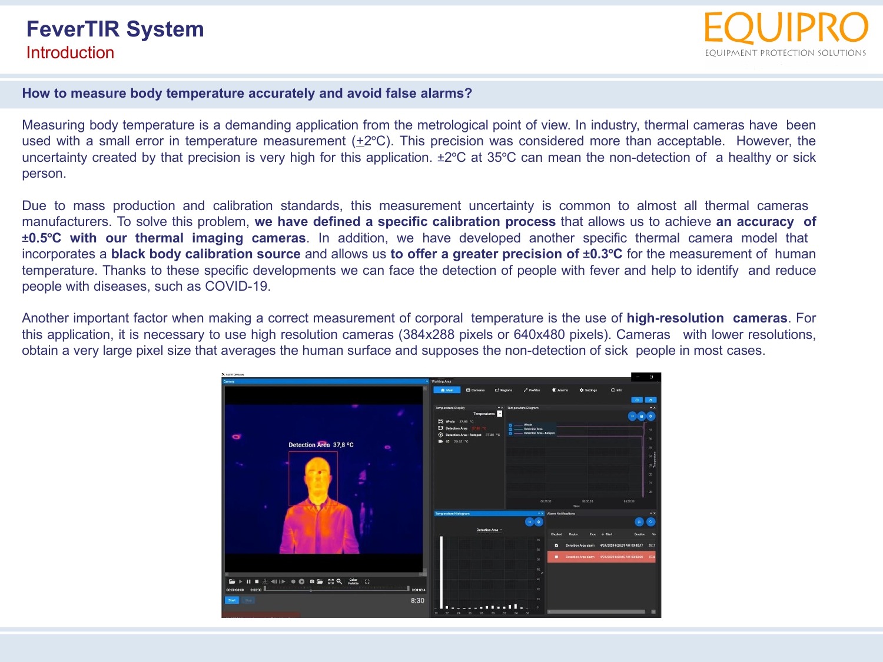# FeverTIR System

## Introduction

### How to measure body temperature accurately and avoid false alarms?

Measuring body temperature is a demanding application from the metrological point of view. In industry, thermal cameras have been used with a small error in temperature measurement (±2°C). This precision was considered more than acceptable. However, the uncertainty created by that precision is very high for this application. ±2°C at 35°C can mean the non-detection of a healthy or sick person.

Due to mass production and calibration standards, this measurement uncertainty is common to almost all thermal cameras manufacturers. To solve this problem, **we have defined a specific calibration process** that allows us to achieve **an accuracy of ±0.5°C with our thermal imaging cameras**. In addition, we have developed another specific thermal camera model that incorporates a **black body calibration source** and allows us **to offer a greater precision of ±0.3°C** for the measurement of human temperature. Thanks to these specific developments we can face the detection of people with fever and help to identify and reduce people with diseases, such as COVID-19.

Another important factor when making a correct measurement of corporal temperature is the use of **high-resolution cameras**. For this application, it is necessary to use high resolution cameras (384x288 pixels or 640x480 pixels). Cameras with lower resolutions, obtain a very large pixel size that averages the human surface and supposes the non-detection of sick people in most cases.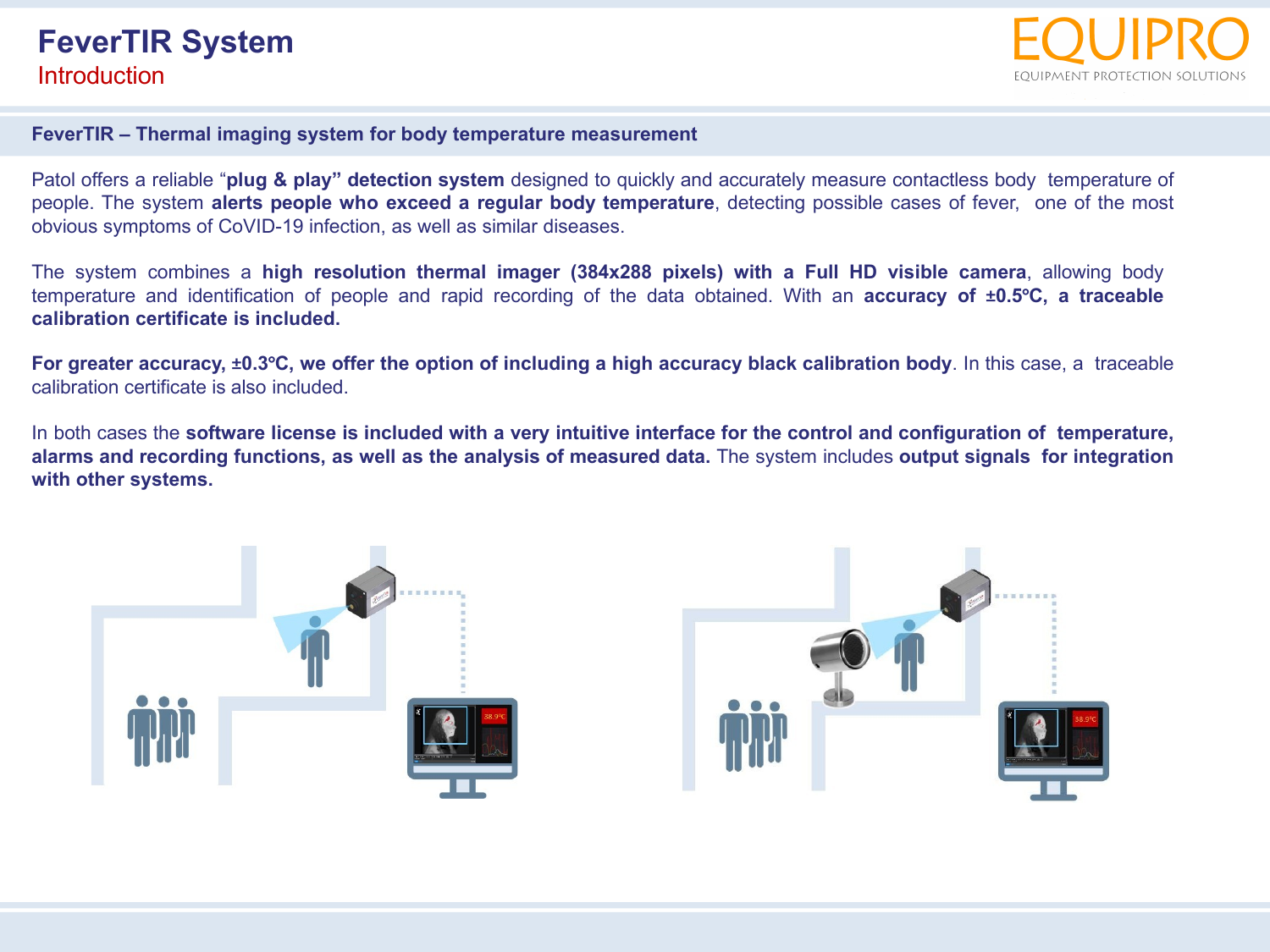# FeverTIR System

## Introduction

### FeverTIR – Thermal imaging system for body temperature measurement

Patol offers a reliable “**plug & play” detection system** designed to quickly and accurately measure contactless body temperature of people. The system **alerts people who exceed a regular body temperature**, detecting possible cases of fever, one of the most obvious symptoms of CoVID-19 infection, as well as similar diseases.

The system combines a **high resolution thermal imager (384x288 pixels) with a Full HD visible camera**, allowing body temperature and identification of people and rapid recording of the data obtained. With an **accuracy of ±0.5ºC, a traceable calibration certificate is included.**

**For greater accuracy, ±0.3ºC, we offer the option of including a high accuracy black calibration body**. In this case, a traceable calibration certificate is also included.

In both cases the **software license is included with a very intuitive interface for the control and configuration of temperature, alarms and recording functions, as well as the analysis of measured data.** The system includes **output signals for integration with other systems.**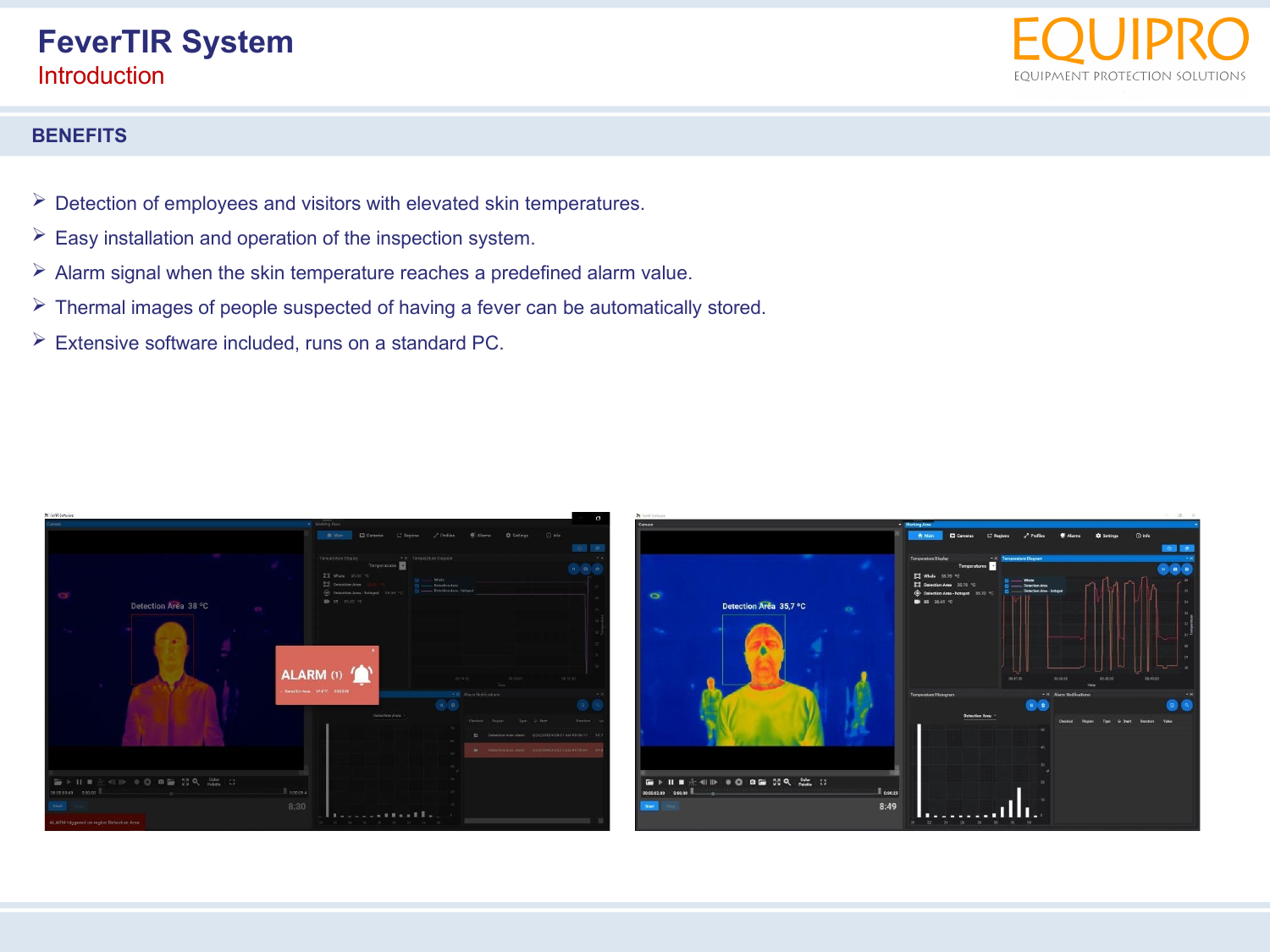# FeverTIR System

## Introduction

### BENEFITS

- Detection of employees and visitors with elevated skin temperatures.
- Easy installation and operation of the inspection system.
- Alarm signal when the skin temperature reaches a predefined alarm value.
- Thermal images of people suspected of having a fever can be automatically stored.
- Extensive software included, runs on a standard PC.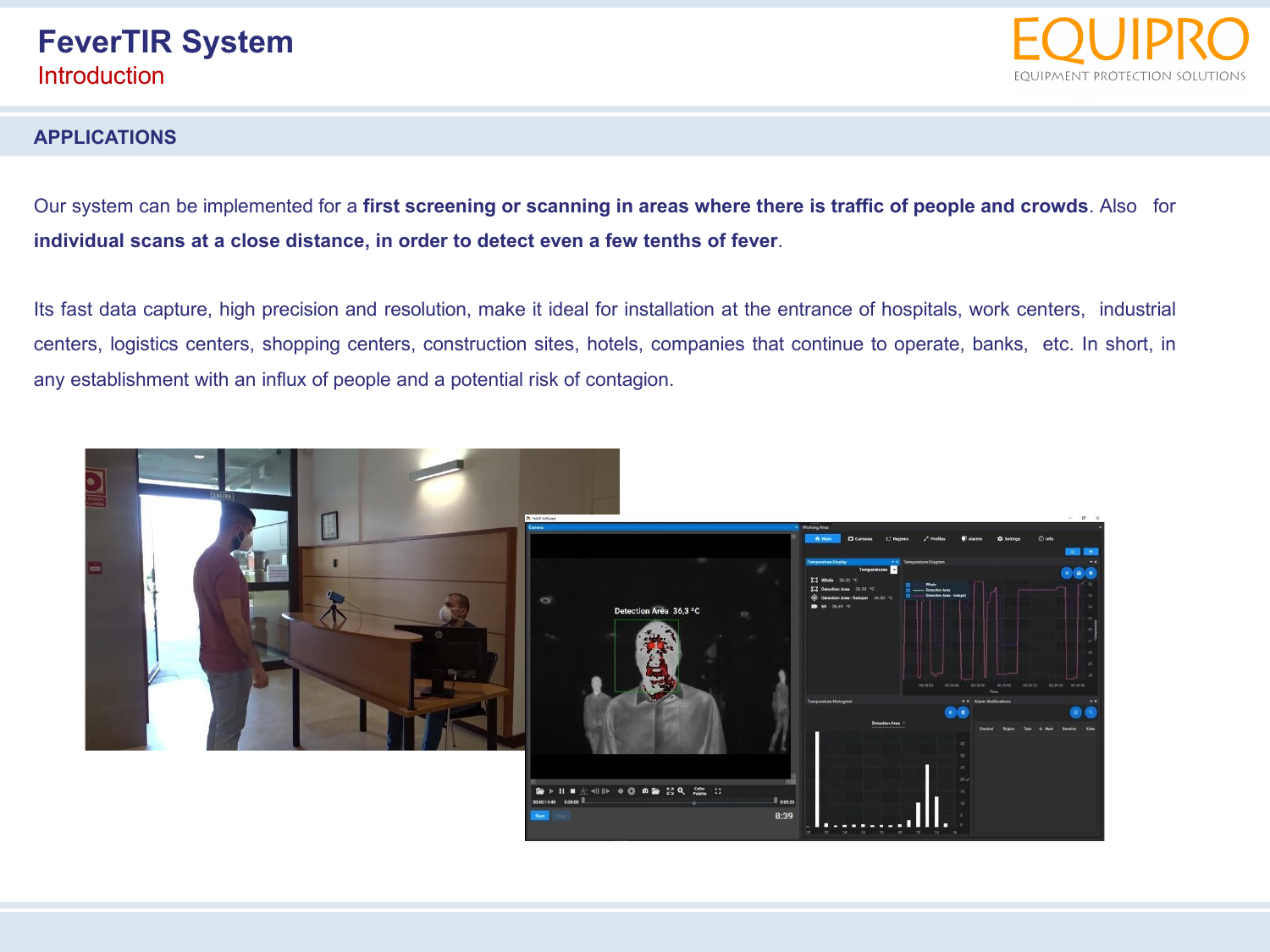# FeverTIR System

## Introduction

### APPLICATIONS

Our system can be implemented for a **first screening or scanning in areas where there is traffic of people and crowds**. Also for **individual scans at a close distance, in order to detect even a few tenths of fever**.

Its fast data capture, high precision and resolution, make it ideal for installation at the entrance of hospitals, work centers, industrial centers, logistics centers, shopping centers, construction sites, hotels, companies that continue to operate, banks, etc. In short, in any establishment with an influx of people and a potential risk of contagion.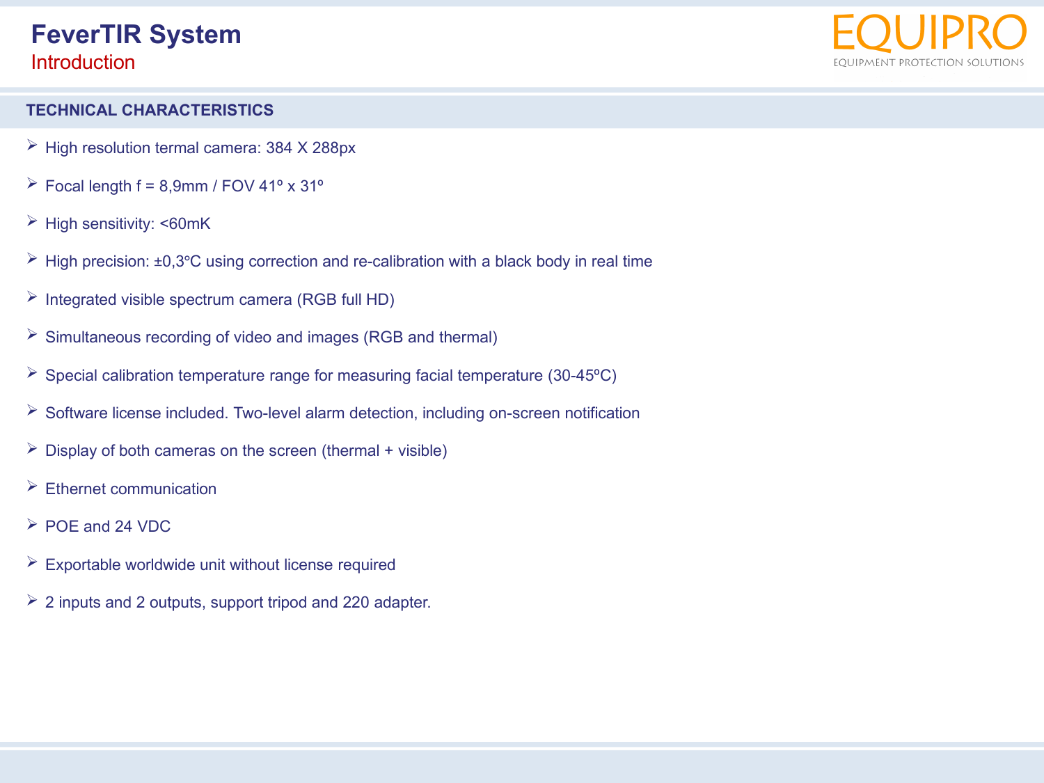# FeverTIR System

## Introduction

### TECHNICAL CHARACTERISTICS

- High resolution termal camera: 384 X 288px
- Focal length f = 8,9mm / FOV 41º x 31º
- High sensitivity: <60mK
- High precision: ±0,3°C using correction and re-calibration with a black body in real time
- Integrated visible spectrum camera (RGB full HD)
- Simultaneous recording of video and images (RGB and thermal)
- Special calibration temperature range for measuring facial temperature (30-45ºC)
- Software license included. Two-level alarm detection, including on-screen notification
- Display of both cameras on the screen (thermal + visible)
- Ethernet communication
- POE and 24 VDC
- Exportable worldwide unit without license required
- 2 inputs and 2 outputs, support tripod and 220 adapter.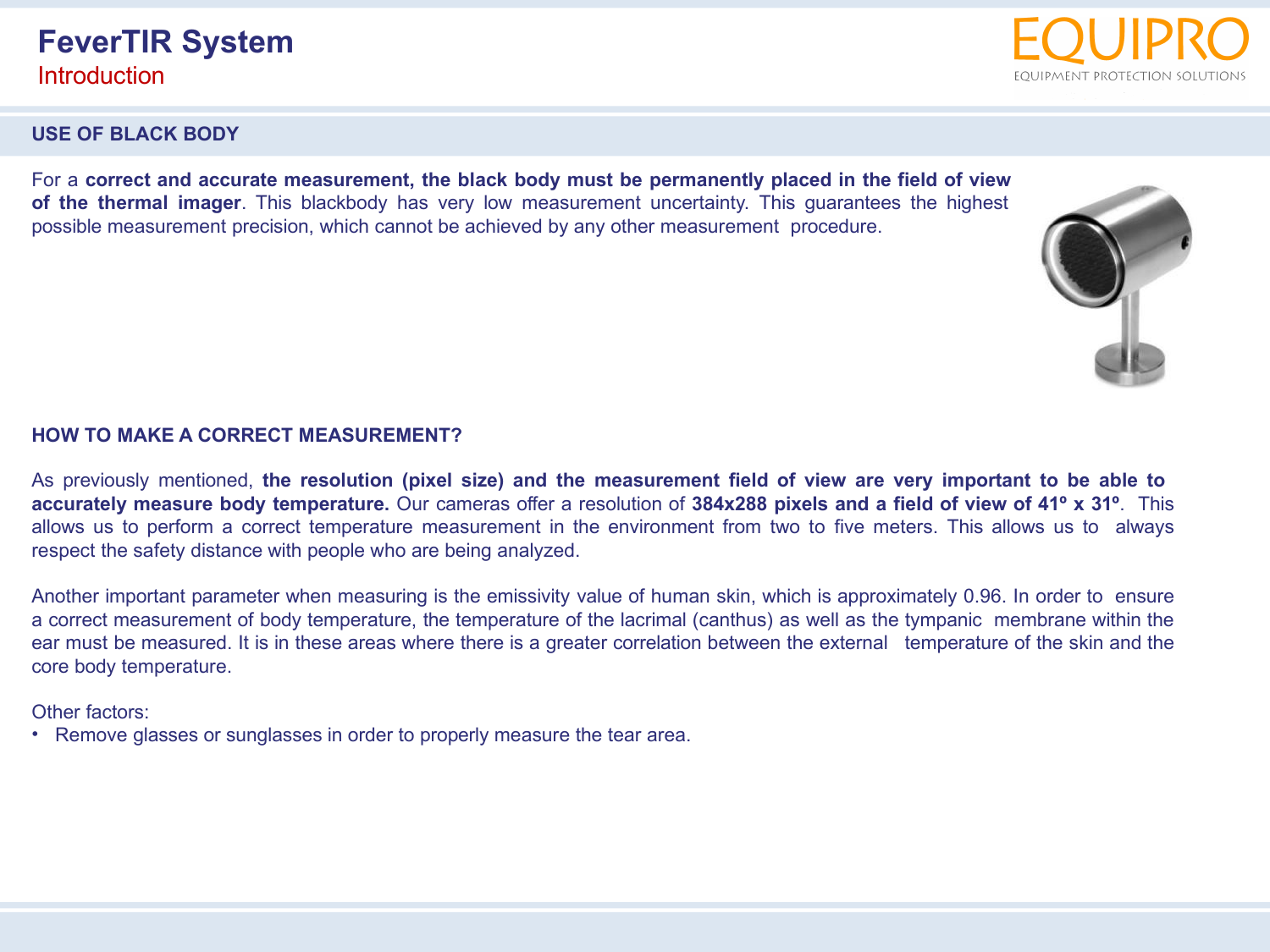# FeverTIR System

## Introduction

### USE OF BLACK BODY

For a **correct and accurate measurement, the black body must be permanently placed in the field of view of the thermal imager**. This blackbody has very low measurement uncertainty. This guarantees the highest possible measurement precision, which cannot be achieved by any other measurement procedure.

### HOW TO MAKE A CORRECT MEASUREMENT?

As previously mentioned, **the resolution (pixel size) and the measurement field of view are very important to be able to accurately measure body temperature.** Our cameras offer a resolution of **384x288 pixels and a field of view of 41º x 31º**. This allows us to perform a correct temperature measurement in the environment from two to five meters. This allows us to always respect the safety distance with people who are being analyzed.

Another important parameter when measuring is the emissivity value of human skin, which is approximately 0.96. In order to ensure a correct measurement of body temperature, the temperature of the lacrimal (canthus) as well as the tympanic membrane within the ear must be measured. It is in these areas where there is a greater correlation between the external temperature of the skin and the core body temperature.

Other factors:

- Remove glasses or sunglasses in order to properly measure the tear area.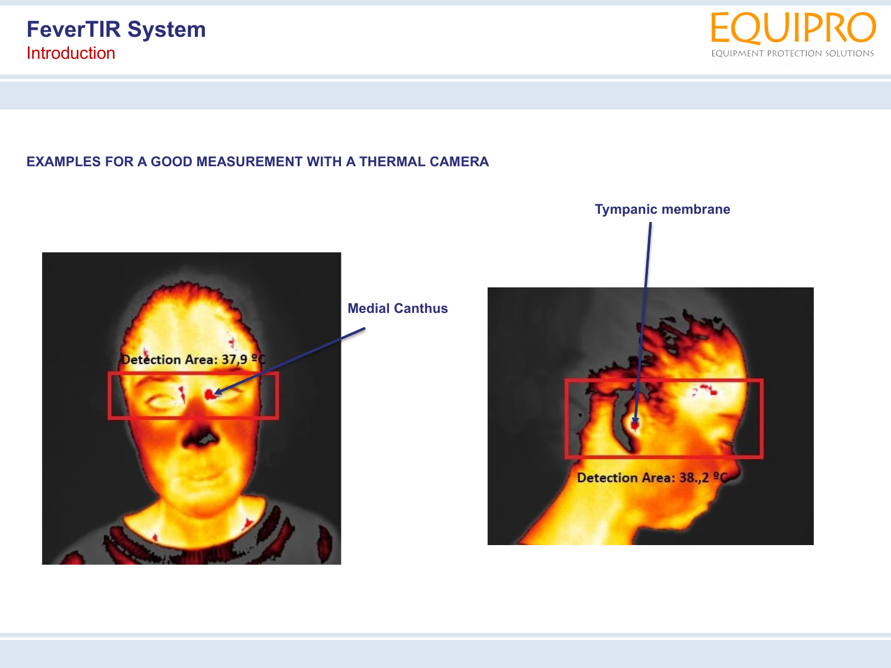# FeverTIR System

## Introduction

### EXAMPLES FOR A GOOD MEASUREMENT WITH A THERMAL CAMERA

Medial Canthus

Detection Area: 37,9 ºC

Tympanic membrane

Detection Area: 38.,2 ºC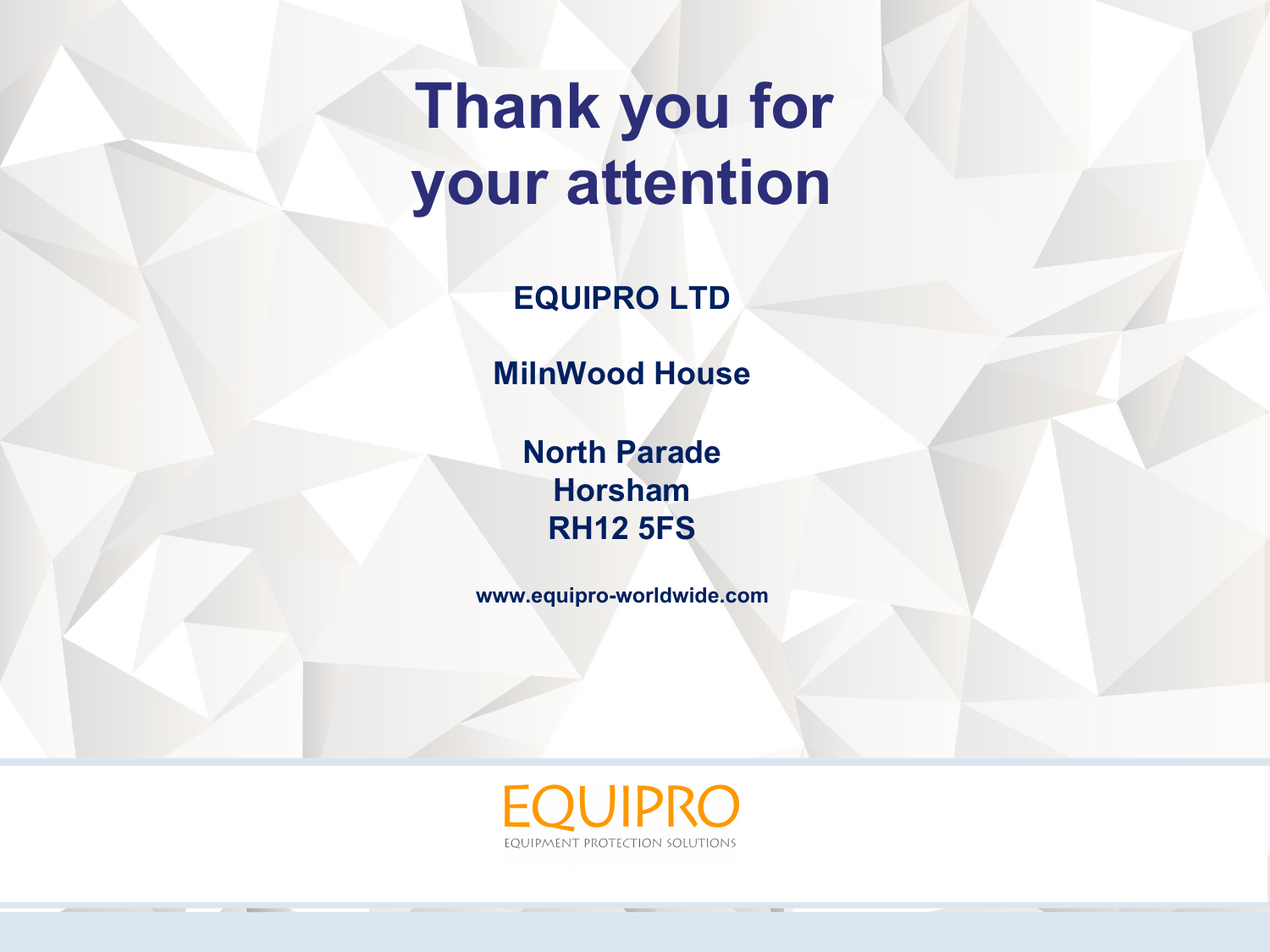# Thank you for your attention

**EQUIPRO LTD**

**MilnWood House**

**North Parade**
**Horsham**
**RH12 5FS**

**www.equipro-worldwide.com**

EQUIPRO
EQUIPMENT PROTECTION SOLUTIONS